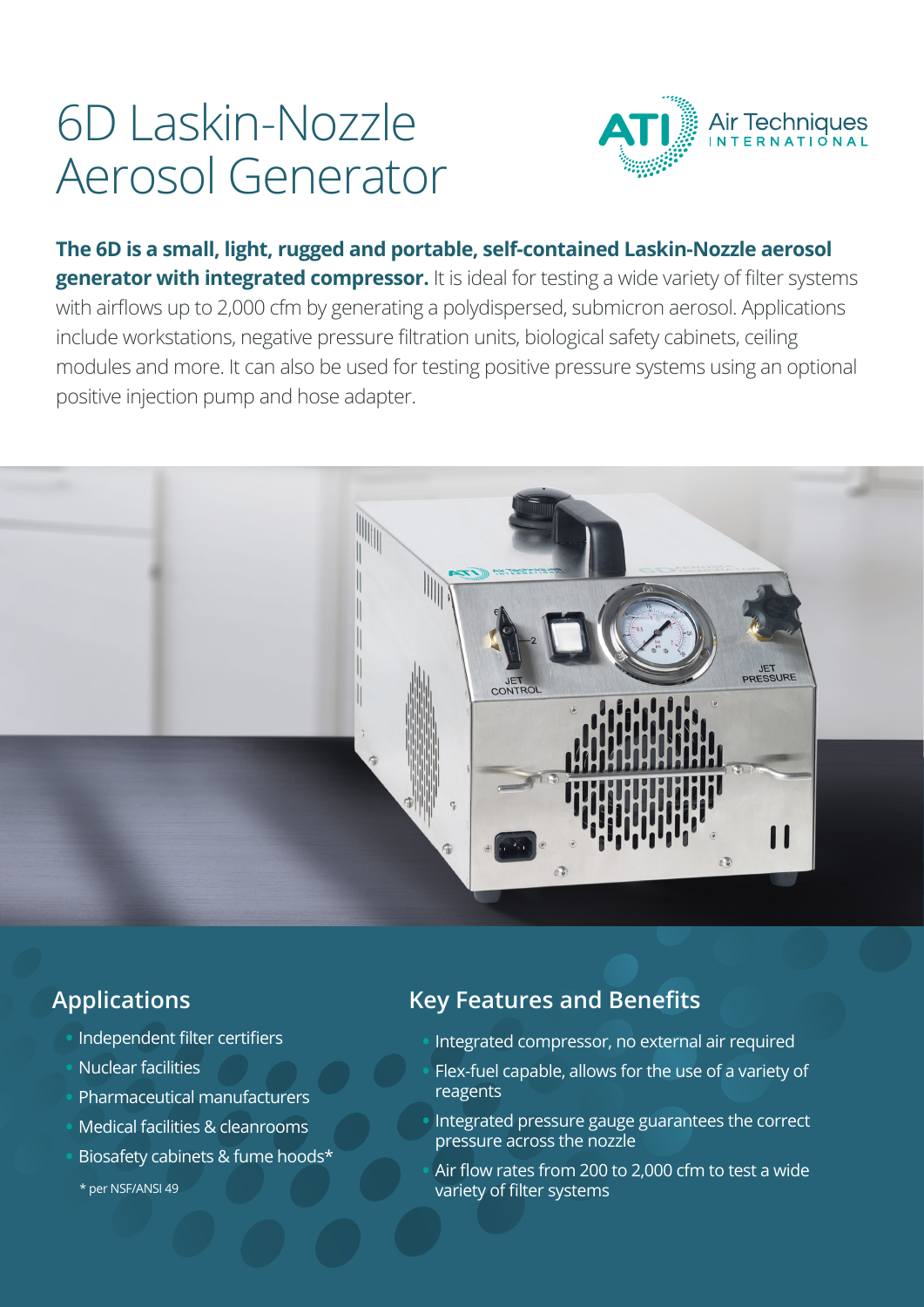# 6D Laskin-Nozzle Aerosol Generator

**The 6D is a small, light, rugged and portable, self-contained Laskin-Nozzle aerosol generator with integrated compressor.** It is ideal for testing a wide variety of filter systems with airflows up to 2,000 cfm by generating a polydispersed, submicron aerosol. Applications include workstations, negative pressure filtration units, biological safety cabinets, ceiling modules and more. It can also be used for testing positive pressure systems using an optional positive injection pump and hose adapter.

## Applications

- Independent filter certifiers
- Nuclear facilities
- Pharmaceutical manufacturers
- Medical facilities & cleanrooms
- Biosafety cabinets & fume hoods*

\* per NSF/ANSI 49

## Key Features and Benefits

- Integrated compressor, no external air required
- Flex-fuel capable, allows for the use of a variety of reagents
- Integrated pressure gauge guarantees the correct pressure across the nozzle
- Air flow rates from 200 to 2,000 cfm to test a wide variety of filter systems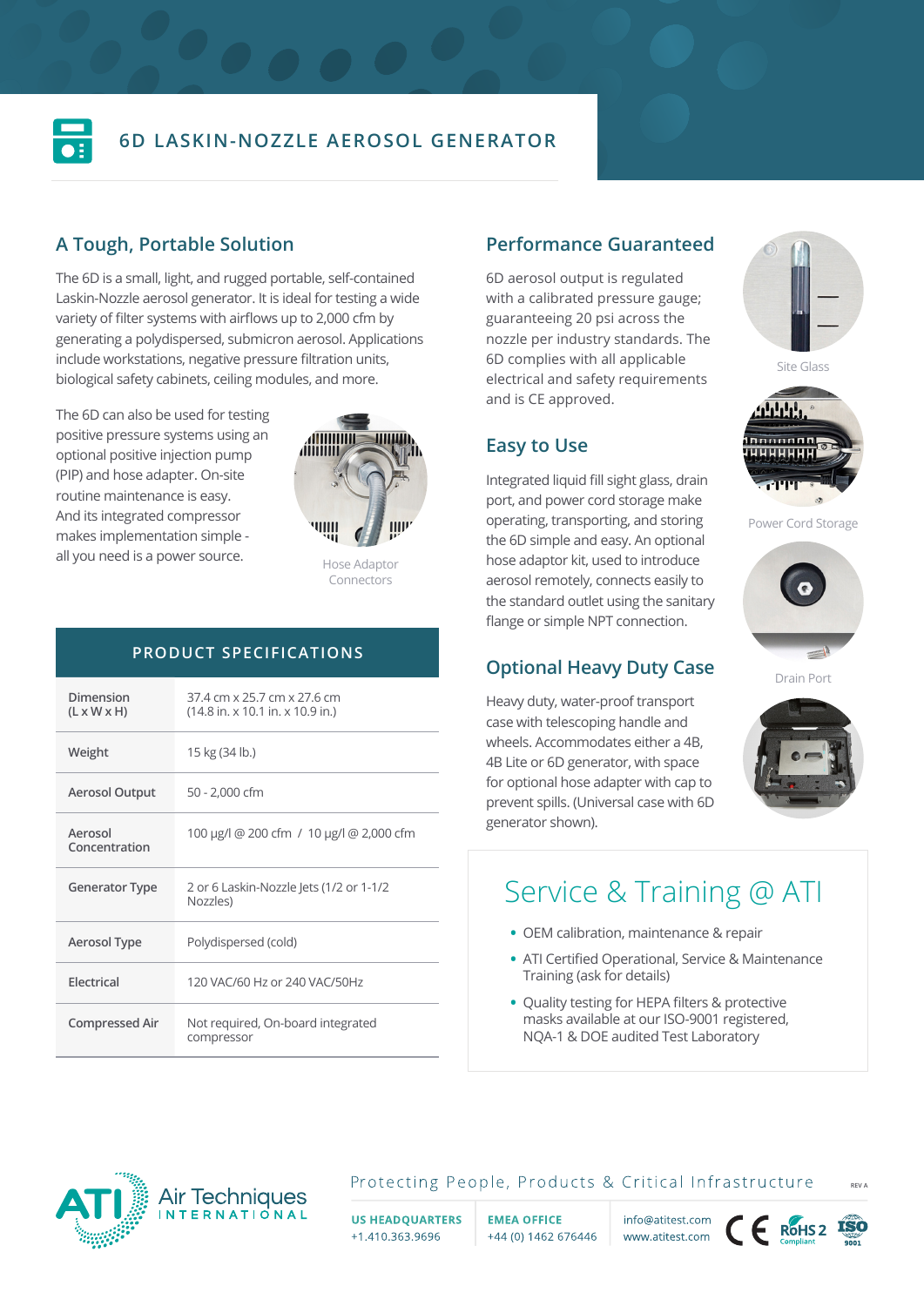# 6D LASKIN-NOZZLE AEROSOL GENERATOR

## A Tough, Portable Solution

The 6D is a small, light, and rugged portable, self-contained Laskin-Nozzle aerosol generator. It is ideal for testing a wide variety of filter systems with airflows up to 2,000 cfm by generating a polydispersed, submicron aerosol. Applications include workstations, negative pressure filtration units, biological safety cabinets, ceiling modules, and more.

The 6D can also be used for testing positive pressure systems using an optional positive injection pump (PIP) and hose adapter. On-site routine maintenance is easy. And its integrated compressor makes implementation simple - all you need is a power source.

Hose Adaptor Connectors

## PRODUCT SPECIFICATIONS

| | |
|---|---|
| Dimension (L x W x H) | 37.4 cm x 25.7 cm x 27.6 cm (14.8 in. x 10.1 in. x 10.9 in.) |
| Weight | 15 kg (34 lb.) |
| Aerosol Output | 50 - 2,000 cfm |
| Aerosol Concentration | 100 µg/l @ 200 cfm / 10 µg/l @ 2,000 cfm |
| Generator Type | 2 or 6 Laskin-Nozzle Jets (1/2 or 1-1/2 Nozzles) |
| Aerosol Type | Polydispersed (cold) |
| Electrical | 120 VAC/60 Hz or 240 VAC/50Hz |
| Compressed Air | Not required, On-board integrated compressor |

## Performance Guaranteed

6D aerosol output is regulated with a calibrated pressure gauge; guaranteeing 20 psi across the nozzle per industry standards. The 6D complies with all applicable electrical and safety requirements and is CE approved.

Site Glass

## Easy to Use

Integrated liquid fill sight glass, drain port, and power cord storage make operating, transporting, and storing the 6D simple and easy. An optional hose adaptor kit, used to introduce aerosol remotely, connects easily to the standard outlet using the sanitary flange or simple NPT connection.

Power Cord Storage

Drain Port

## Optional Heavy Duty Case

Heavy duty, water-proof transport case with telescoping handle and wheels. Accommodates either a 4B, 4B Lite or 6D generator, with space for optional hose adapter with cap to prevent spills. (Universal case with 6D generator shown).

## Service & Training @ ATI

- OEM calibration, maintenance & repair
- ATI Certified Operational, Service & Maintenance Training (ask for details)
- Quality testing for HEPA filters & protective masks available at our ISO-9001 registered, NQA-1 & DOE audited Test Laboratory

ATI Air Techniques INTERNATIONAL

Protecting People, Products & Critical Infrastructure

REV A

**US HEADQUARTERS**
+1.410.363.9696

**EMEA OFFICE**
+44 (0) 1462 676446

info@atitest.com
www.atitest.com

CE RoHS 2 Compliant ISO 9001